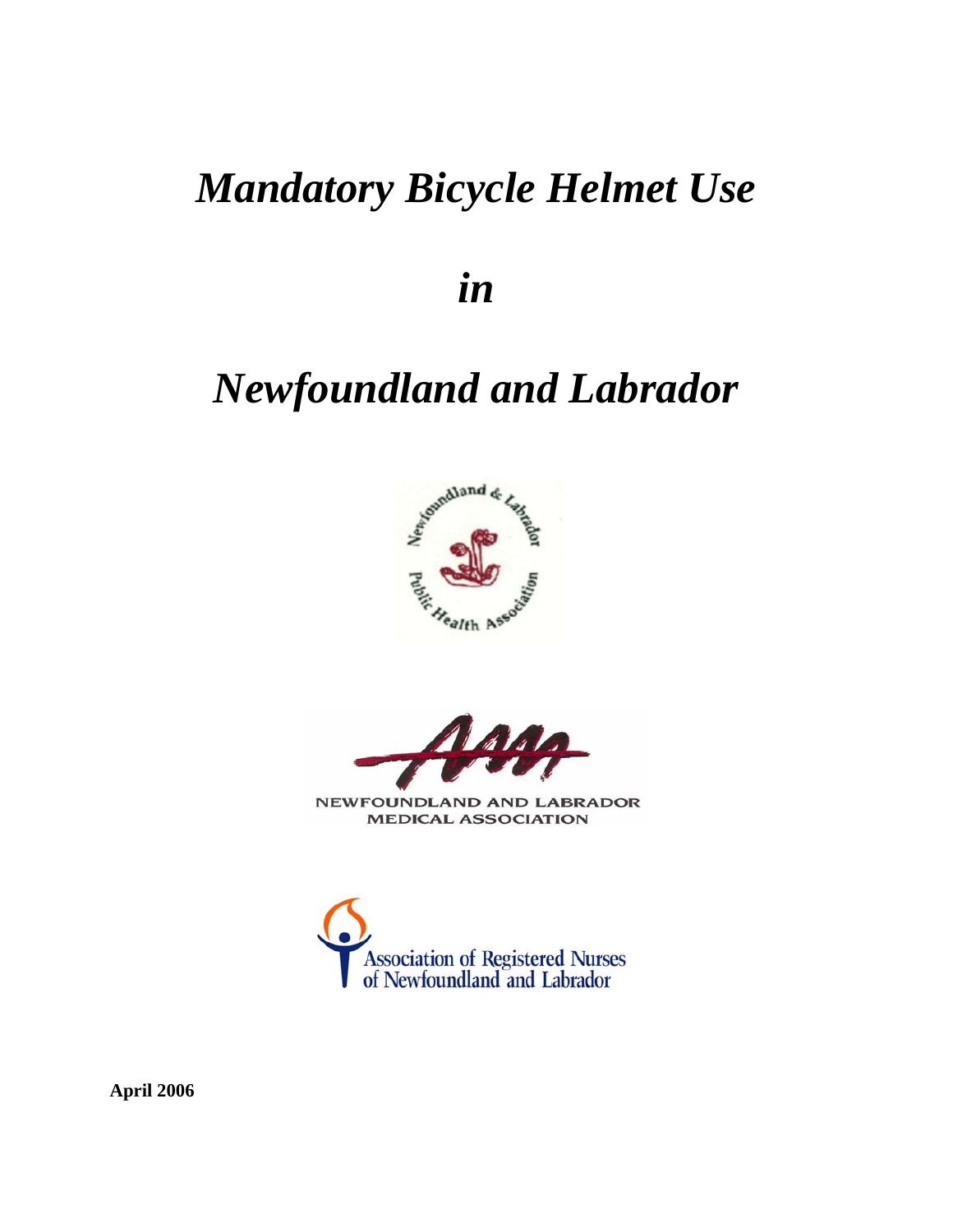# *Mandatory Bicycle Helmet Use*

# *in*

# *Newfoundland and Labrador*

Newfoundland & Labrador Public Health Association

NEWFOUNDLAND AND LABRADOR MEDICAL ASSOCIATION

Association of Registered Nurses of Newfoundland and Labrador

**April 2006**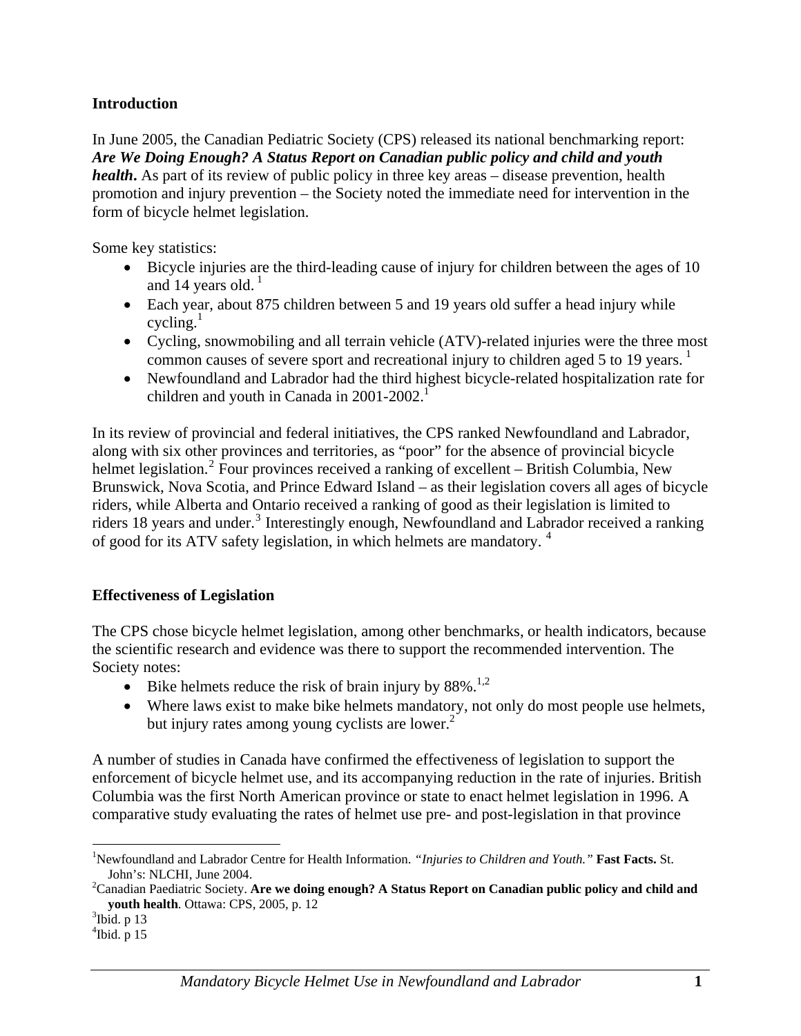## Introduction

In June 2005, the Canadian Pediatric Society (CPS) released its national benchmarking report: ***Are We Doing Enough? A Status Report on Canadian public policy and child and youth health***. As part of its review of public policy in three key areas – disease prevention, health promotion and injury prevention – the Society noted the immediate need for intervention in the form of bicycle helmet legislation.

Some key statistics:

- Bicycle injuries are the third-leading cause of injury for children between the ages of 10 and 14 years old. [1]
- Each year, about 875 children between 5 and 19 years old suffer a head injury while cycling.[1]
- Cycling, snowmobiling and all terrain vehicle (ATV)-related injuries were the three most common causes of severe sport and recreational injury to children aged 5 to 19 years. [1]
- Newfoundland and Labrador had the third highest bicycle-related hospitalization rate for children and youth in Canada in 2001-2002.[1]

In its review of provincial and federal initiatives, the CPS ranked Newfoundland and Labrador, along with six other provinces and territories, as "poor" for the absence of provincial bicycle helmet legislation.[2] Four provinces received a ranking of excellent – British Columbia, New Brunswick, Nova Scotia, and Prince Edward Island – as their legislation covers all ages of bicycle riders, while Alberta and Ontario received a ranking of good as their legislation is limited to riders 18 years and under.[3] Interestingly enough, Newfoundland and Labrador received a ranking of good for its ATV safety legislation, in which helmets are mandatory. [4]

## Effectiveness of Legislation

The CPS chose bicycle helmet legislation, among other benchmarks, or health indicators, because the scientific research and evidence was there to support the recommended intervention. The Society notes:

- Bike helmets reduce the risk of brain injury by 88%.[1,2]
- Where laws exist to make bike helmets mandatory, not only do most people use helmets, but injury rates among young cyclists are lower.[2]

A number of studies in Canada have confirmed the effectiveness of legislation to support the enforcement of bicycle helmet use, and its accompanying reduction in the rate of injuries. British Columbia was the first North American province or state to enact helmet legislation in 1996. A comparative study evaluating the rates of helmet use pre- and post-legislation in that province

---

[1] Newfoundland and Labrador Centre for Health Information. *"Injuries to Children and Youth."* **Fast Facts.** St. John's: NLCHI, June 2004.

[2] Canadian Paediatric Society. **Are we doing enough? A Status Report on Canadian public policy and child and youth health**. Ottawa: CPS, 2005, p. 12

[3] Ibid. p 13

[4] Ibid. p 15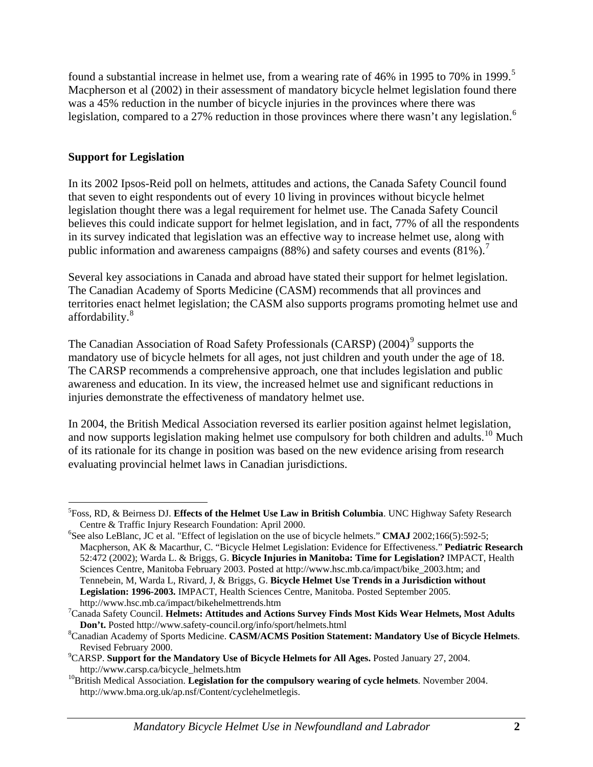found a substantial increase in helmet use, from a wearing rate of 46% in 1995 to 70% in 1999.[5] Macpherson et al (2002) in their assessment of mandatory bicycle helmet legislation found there was a 45% reduction in the number of bicycle injuries in the provinces where there was legislation, compared to a 27% reduction in those provinces where there wasn't any legislation.[6]

## Support for Legislation

In its 2002 Ipsos-Reid poll on helmets, attitudes and actions, the Canada Safety Council found that seven to eight respondents out of every 10 living in provinces without bicycle helmet legislation thought there was a legal requirement for helmet use. The Canada Safety Council believes this could indicate support for helmet legislation, and in fact, 77% of all the respondents in its survey indicated that legislation was an effective way to increase helmet use, along with public information and awareness campaigns (88%) and safety courses and events (81%).[7]

Several key associations in Canada and abroad have stated their support for helmet legislation. The Canadian Academy of Sports Medicine (CASM) recommends that all provinces and territories enact helmet legislation; the CASM also supports programs promoting helmet use and affordability.[8]

The Canadian Association of Road Safety Professionals (CARSP) (2004)[9] supports the mandatory use of bicycle helmets for all ages, not just children and youth under the age of 18. The CARSP recommends a comprehensive approach, one that includes legislation and public awareness and education. In its view, the increased helmet use and significant reductions in injuries demonstrate the effectiveness of mandatory helmet use.

In 2004, the British Medical Association reversed its earlier position against helmet legislation, and now supports legislation making helmet use compulsory for both children and adults.[10] Much of its rationale for its change in position was based on the new evidence arising from research evaluating provincial helmet laws in Canadian jurisdictions.

---

[5] Foss, RD, & Beirness DJ. **Effects of the Helmet Use Law in British Columbia**. UNC Highway Safety Research Centre & Traffic Injury Research Foundation: April 2000.

[6] See also LeBlanc, JC et al. "Effect of legislation on the use of bicycle helmets." **CMAJ** 2002;166(5):592-5; Macpherson, AK & Macarthur, C. "Bicycle Helmet Legislation: Evidence for Effectiveness." **Pediatric Research** 52:472 (2002); Warda L. & Briggs, G. **Bicycle Injuries in Manitoba: Time for Legislation?** IMPACT, Health Sciences Centre, Manitoba February 2003. Posted at http://www.hsc.mb.ca/impact/bike_2003.htm; and Tennebein, M, Warda L, Rivard, J, & Briggs, G. **Bicycle Helmet Use Trends in a Jurisdiction without Legislation: 1996-2003.** IMPACT, Health Sciences Centre, Manitoba. Posted September 2005. http://www.hsc.mb.ca/impact/bikehelmettrends.htm

[7] Canada Safety Council. **Helmets: Attitudes and Actions Survey Finds Most Kids Wear Helmets, Most Adults Don't.** Posted http://www.safety-council.org/info/sport/helmets.html

[8] Canadian Academy of Sports Medicine. **CASM/ACMS Position Statement: Mandatory Use of Bicycle Helmets**. Revised February 2000.

[9] CARSP. **Support for the Mandatory Use of Bicycle Helmets for All Ages.** Posted January 27, 2004. http://www.carsp.ca/bicycle_helmets.htm

[10] British Medical Association. **Legislation for the compulsory wearing of cycle helmets**. November 2004. http://www.bma.org.uk/ap.nsf/Content/cyclehelmetlegis.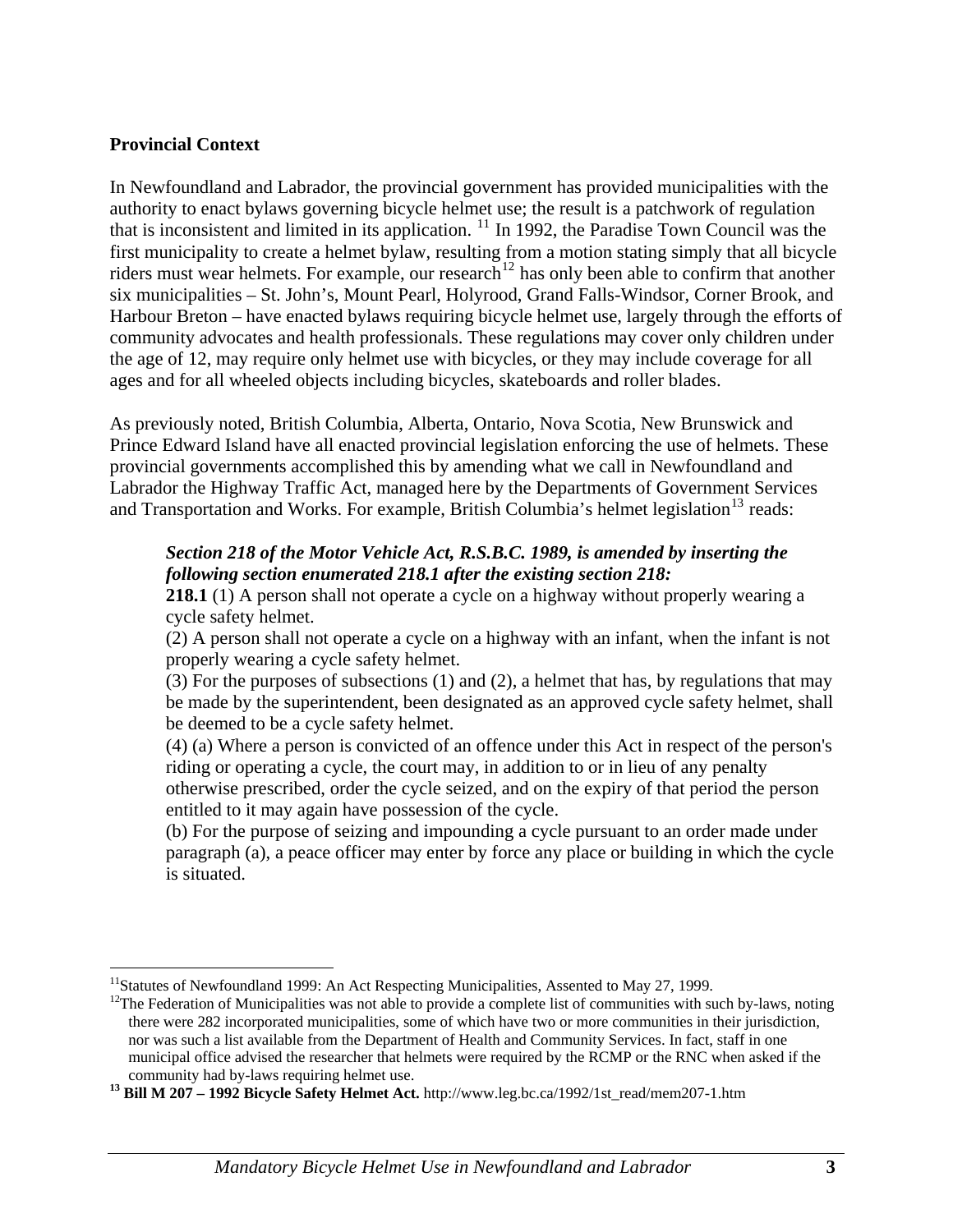**Provincial Context**

In Newfoundland and Labrador, the provincial government has provided municipalities with the authority to enact bylaws governing bicycle helmet use; the result is a patchwork of regulation that is inconsistent and limited in its application. [11] In 1992, the Paradise Town Council was the first municipality to create a helmet bylaw, resulting from a motion stating simply that all bicycle riders must wear helmets. For example, our research[12] has only been able to confirm that another six municipalities – St. John's, Mount Pearl, Holyrood, Grand Falls-Windsor, Corner Brook, and Harbour Breton – have enacted bylaws requiring bicycle helmet use, largely through the efforts of community advocates and health professionals. These regulations may cover only children under the age of 12, may require only helmet use with bicycles, or they may include coverage for all ages and for all wheeled objects including bicycles, skateboards and roller blades.

As previously noted, British Columbia, Alberta, Ontario, Nova Scotia, New Brunswick and Prince Edward Island have all enacted provincial legislation enforcing the use of helmets. These provincial governments accomplished this by amending what we call in Newfoundland and Labrador the Highway Traffic Act, managed here by the Departments of Government Services and Transportation and Works. For example, British Columbia's helmet legislation[13] reads:

> ***Section 218 of the Motor Vehicle Act, R.S.B.C. 1989, is amended by inserting the following section enumerated 218.1 after the existing section 218:***
>
> **218.1** (1) A person shall not operate a cycle on a highway without properly wearing a cycle safety helmet.
>
> (2) A person shall not operate a cycle on a highway with an infant, when the infant is not properly wearing a cycle safety helmet.
>
> (3) For the purposes of subsections (1) and (2), a helmet that has, by regulations that may be made by the superintendent, been designated as an approved cycle safety helmet, shall be deemed to be a cycle safety helmet.
>
> (4) (a) Where a person is convicted of an offence under this Act in respect of the person's riding or operating a cycle, the court may, in addition to or in lieu of any penalty otherwise prescribed, order the cycle seized, and on the expiry of that period the person entitled to it may again have possession of the cycle.
>
> (b) For the purpose of seizing and impounding a cycle pursuant to an order made under paragraph (a), a peace officer may enter by force any place or building in which the cycle is situated.

---

[11] Statutes of Newfoundland 1999: An Act Respecting Municipalities, Assented to May 27, 1999.

[12] The Federation of Municipalities was not able to provide a complete list of communities with such by-laws, noting there were 282 incorporated municipalities, some of which have two or more communities in their jurisdiction, nor was such a list available from the Department of Health and Community Services. In fact, staff in one municipal office advised the researcher that helmets were required by the RCMP or the RNC when asked if the community had by-laws requiring helmet use.

[13] **Bill M 207 – 1992 Bicycle Safety Helmet Act.** http://www.leg.bc.ca/1992/1st_read/mem207-1.htm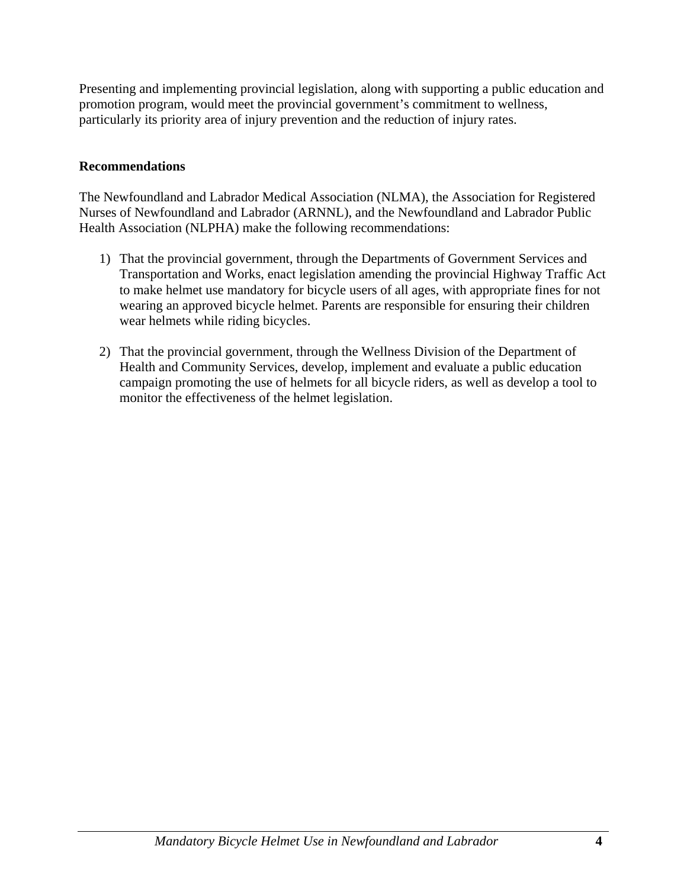Presenting and implementing provincial legislation, along with supporting a public education and promotion program, would meet the provincial government's commitment to wellness, particularly its priority area of injury prevention and the reduction of injury rates.

**Recommendations**

The Newfoundland and Labrador Medical Association (NLMA), the Association for Registered Nurses of Newfoundland and Labrador (ARNNL), and the Newfoundland and Labrador Public Health Association (NLPHA) make the following recommendations:

1) That the provincial government, through the Departments of Government Services and Transportation and Works, enact legislation amending the provincial Highway Traffic Act to make helmet use mandatory for bicycle users of all ages, with appropriate fines for not wearing an approved bicycle helmet. Parents are responsible for ensuring their children wear helmets while riding bicycles.

2) That the provincial government, through the Wellness Division of the Department of Health and Community Services, develop, implement and evaluate a public education campaign promoting the use of helmets for all bicycle riders, as well as develop a tool to monitor the effectiveness of the helmet legislation.